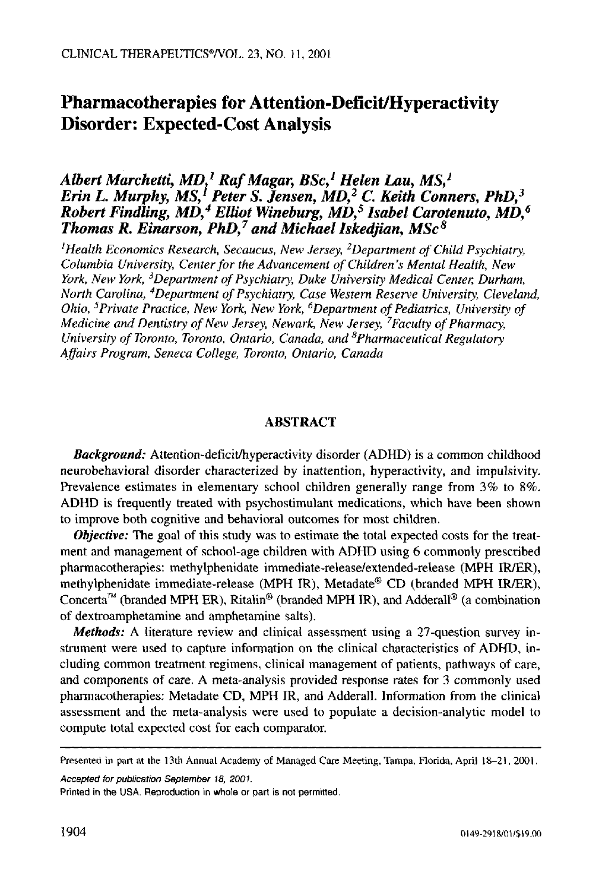# Pharmacotherapies for Attention-Deficit/Hyperactivity Disorder: Expected-Cost Analysis

*Albert Marchetti, MD,[1] Raf Magar, BSc,[1] Helen Lau, MS,[1] Erin L. Murphy, MS,[1] Peter S. Jensen, MD,[2] C. Keith Conners, PhD,[3] Robert Findling, MD,[4] Elliot Wineburg, MD,[5] Isabel Carotenuto, MD,[6] Thomas R. Einarson, PhD,[7] and Michael Iskedjian, MSc[8]*

*[1]Health Economics Research, Secaucus, New Jersey, [2]Department of Child Psychiatry, Columbia University, Center for the Advancement of Children's Mental Health, New York, New York, [3]Department of Psychiatry, Duke University Medical Center, Durham, North Carolina, [4]Department of Psychiatry, Case Western Reserve University, Cleveland, Ohio, [5]Private Practice, New York, New York, [6]Department of Pediatrics, University of Medicine and Dentistry of New Jersey, Newark, New Jersey, [7]Faculty of Pharmacy, University of Toronto, Toronto, Ontario, Canada, and [8]Pharmaceutical Regulatory Affairs Program, Seneca College, Toronto, Ontario, Canada*

## ABSTRACT

***Background:*** Attention-deficit/hyperactivity disorder (ADHD) is a common childhood neurobehavioral disorder characterized by inattention, hyperactivity, and impulsivity. Prevalence estimates in elementary school children generally range from 3% to 8%. ADHD is frequently treated with psychostimulant medications, which have been shown to improve both cognitive and behavioral outcomes for most children.

***Objective:*** The goal of this study was to estimate the total expected costs for the treatment and management of school-age children with ADHD using 6 commonly prescribed pharmacotherapies: methylphenidate immediate-release/extended-release (MPH IR/ER), methylphenidate immediate-release (MPH IR), Metadate® CD (branded MPH IR/ER), Concerta™ (branded MPH ER), Ritalin® (branded MPH IR), and Adderall® (a combination of dextroamphetamine and amphetamine salts).

***Methods:*** A literature review and clinical assessment using a 27-question survey instrument were used to capture information on the clinical characteristics of ADHD, including common treatment regimens, clinical management of patients, pathways of care, and components of care. A meta-analysis provided response rates for 3 commonly used pharmacotherapies: Metadate CD, MPH IR, and Adderall. Information from the clinical assessment and the meta-analysis were used to populate a decision-analytic model to compute total expected cost for each comparator.

---

Presented in part at the 13th Annual Academy of Managed Care Meeting, Tampa, Florida, April 18–21, 2001.

*Accepted for publication September 18, 2001.*

Printed in the USA. Reproduction in whole or part is not permitted.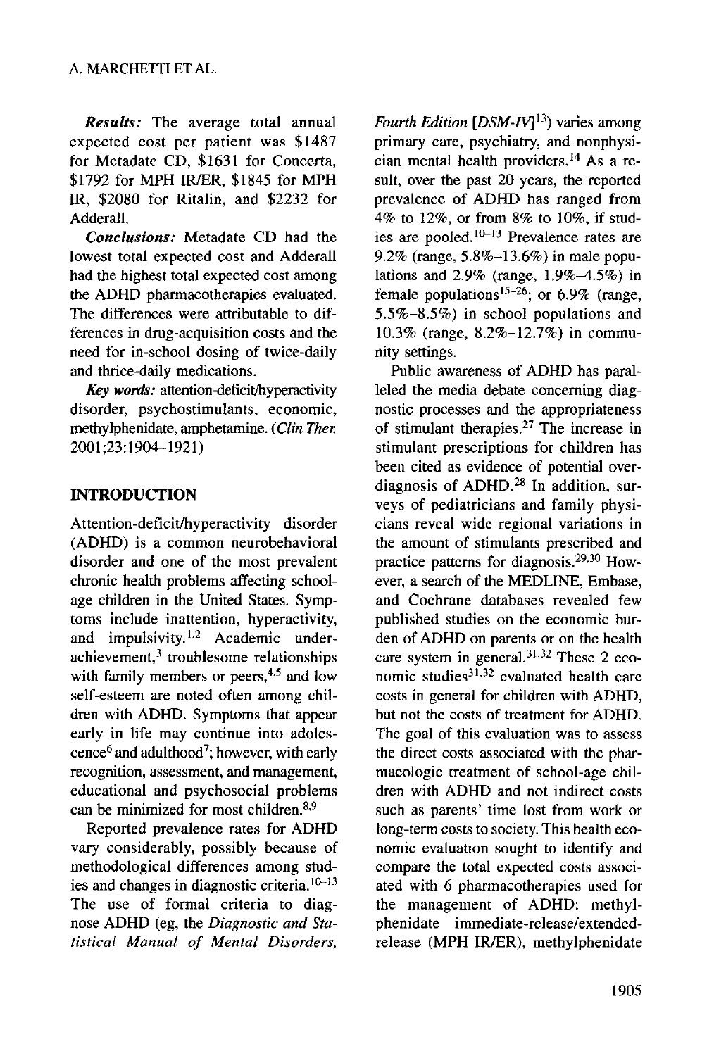***Results:*** The average total annual expected cost per patient was $1487 for Metadate CD, $1631 for Concerta, $1792 for MPH IR/ER, $1845 for MPH IR, $2080 for Ritalin, and $2232 for Adderall.

***Conclusions:*** Metadate CD had the lowest total expected cost and Adderall had the highest total expected cost among the ADHD pharmacotherapies evaluated. The differences were attributable to differences in drug-acquisition costs and the need for in-school dosing of twice-daily and thrice-daily medications.

***Key words:*** attention-deficit/hyperactivity disorder, psychostimulants, economic, methylphenidate, amphetamine. (*Clin Ther.* 2001;23:1904–1921)

## INTRODUCTION

Attention-deficit/hyperactivity disorder (ADHD) is a common neurobehavioral disorder and one of the most prevalent chronic health problems affecting school-age children in the United States. Symptoms include inattention, hyperactivity, and impulsivity.[1,2] Academic underachievement,[3] troublesome relationships with family members or peers,[4,5] and low self-esteem are noted often among children with ADHD. Symptoms that appear early in life may continue into adolescence[6] and adulthood[7]; however, with early recognition, assessment, and management, educational and psychosocial problems can be minimized for most children.[8,9]

Reported prevalence rates for ADHD vary considerably, possibly because of methodological differences among studies and changes in diagnostic criteria.[10–13] The use of formal criteria to diagnose ADHD (eg, the *Diagnostic and Statistical Manual of Mental Disorders, Fourth Edition* [*DSM-IV*][13]) varies among primary care, psychiatry, and nonphysician mental health providers.[14] As a result, over the past 20 years, the reported prevalence of ADHD has ranged from 4% to 12%, or from 8% to 10%, if studies are pooled.[10–13] Prevalence rates are 9.2% (range, 5.8%–13.6%) in male populations and 2.9% (range, 1.9%–4.5%) in female populations[15–26]; or 6.9% (range, 5.5%–8.5%) in school populations and 10.3% (range, 8.2%–12.7%) in community settings.

Public awareness of ADHD has paralleled the media debate concerning diagnostic processes and the appropriateness of stimulant therapies.[27] The increase in stimulant prescriptions for children has been cited as evidence of potential overdiagnosis of ADHD.[28] In addition, surveys of pediatricians and family physicians reveal wide regional variations in the amount of stimulants prescribed and practice patterns for diagnosis.[29,30] However, a search of the MEDLINE, Embase, and Cochrane databases revealed few published studies on the economic burden of ADHD on parents or on the health care system in general.[31,32] These 2 economic studies[31,32] evaluated health care costs in general for children with ADHD, but not the costs of treatment for ADHD. The goal of this evaluation was to assess the direct costs associated with the pharmacologic treatment of school-age children with ADHD and not indirect costs such as parents' time lost from work or long-term costs to society. This health economic evaluation sought to identify and compare the total expected costs associated with 6 pharmacotherapies used for the management of ADHD: methylphenidate immediate-release/extended-release (MPH IR/ER), methylphenidate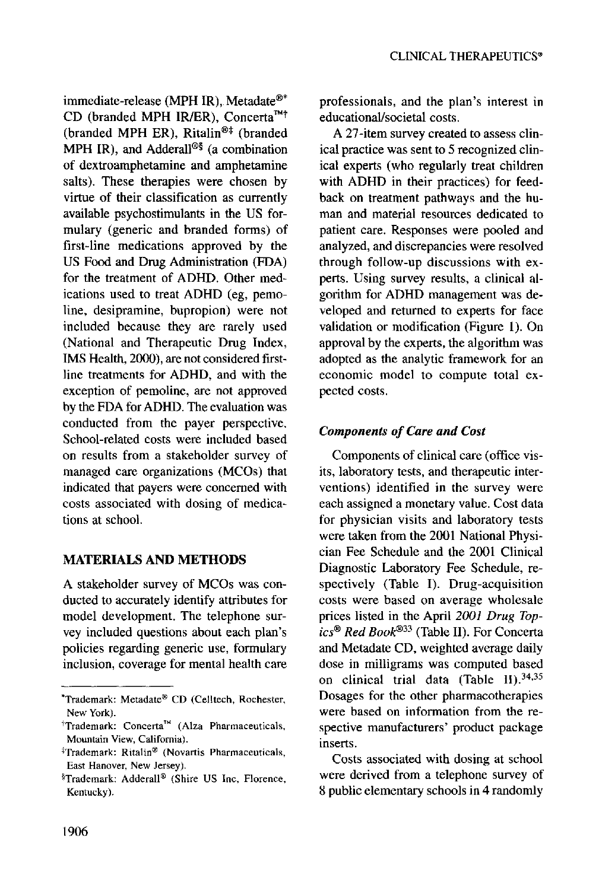immediate-release (MPH IR), Metadate®* CD (branded MPH IR/ER), Concerta™† (branded MPH ER), Ritalin®‡ (branded MPH IR), and Adderall®§ (a combination of dextroamphetamine and amphetamine salts). These therapies were chosen by virtue of their classification as currently available psychostimulants in the US formulary (generic and branded forms) of first-line medications approved by the US Food and Drug Administration (FDA) for the treatment of ADHD. Other medications used to treat ADHD (eg, pemoline, desipramine, bupropion) were not included because they are rarely used (National and Therapeutic Drug Index, IMS Health, 2000), are not considered first-line treatments for ADHD, and with the exception of pemoline, are not approved by the FDA for ADHD. The evaluation was conducted from the payer perspective. School-related costs were included based on results from a stakeholder survey of managed care organizations (MCOs) that indicated that payers were concerned with costs associated with dosing of medications at school.

## MATERIALS AND METHODS

A stakeholder survey of MCOs was conducted to accurately identify attributes for model development. The telephone survey included questions about each plan's policies regarding generic use, formulary inclusion, coverage for mental health care professionals, and the plan's interest in educational/societal costs.

A 27-item survey created to assess clinical practice was sent to 5 recognized clinical experts (who regularly treat children with ADHD in their practices) for feedback on treatment pathways and the human and material resources dedicated to patient care. Responses were pooled and analyzed, and discrepancies were resolved through follow-up discussions with experts. Using survey results, a clinical algorithm for ADHD management was developed and returned to experts for face validation or modification (Figure 1). On approval by the experts, the algorithm was adopted as the analytic framework for an economic model to compute total expected costs.

### *Components of Care and Cost*

Components of clinical care (office visits, laboratory tests, and therapeutic interventions) identified in the survey were each assigned a monetary value. Cost data for physician visits and laboratory tests were taken from the 2001 National Physician Fee Schedule and the 2001 Clinical Diagnostic Laboratory Fee Schedule, respectively (Table I). Drug-acquisition costs were based on average wholesale prices listed in the April *2001 Drug Topics® Red Book®*[33] (Table II). For Concerta and Metadate CD, weighted average daily dose in milligrams was computed based on clinical trial data (Table II).[34,35] Dosages for the other pharmacotherapies were based on information from the respective manufacturers' product package inserts.

Costs associated with dosing at school were derived from a telephone survey of 8 public elementary schools in 4 randomly

---

*Trademark: Metadate® CD (Celltech, Rochester, New York).

†Trademark: Concerta™ (Alza Pharmaceuticals, Mountain View, California).

‡Trademark: Ritalin® (Novartis Pharmaceuticals, East Hanover, New Jersey).

§Trademark: Adderall® (Shire US Inc, Florence, Kentucky).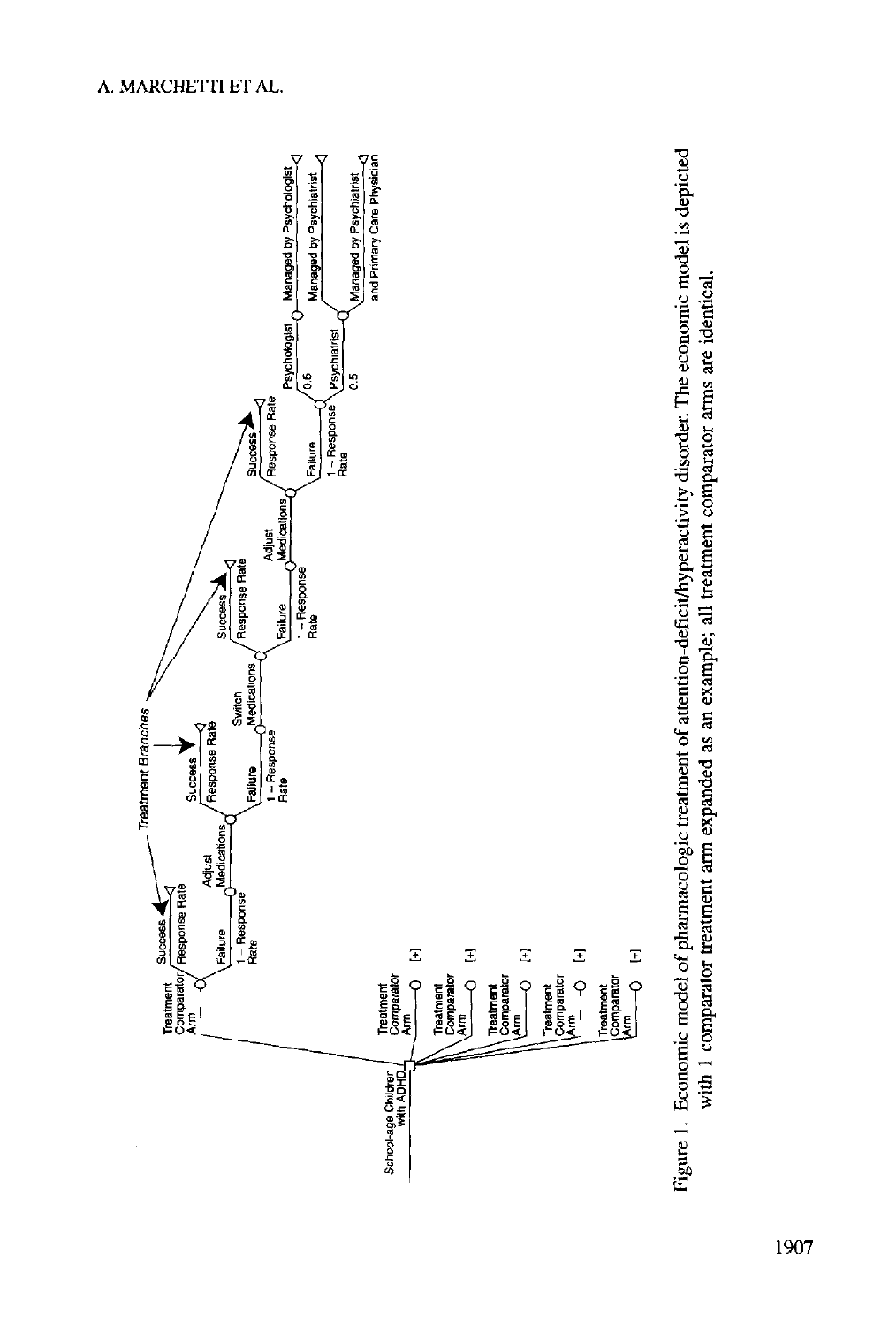Figure 1. Economic model of pharmacologic treatment of attention-deficit/hyperactivity disorder. The economic model is depicted with 1 comparator treatment arm expanded as an example; all treatment comparator arms are identical.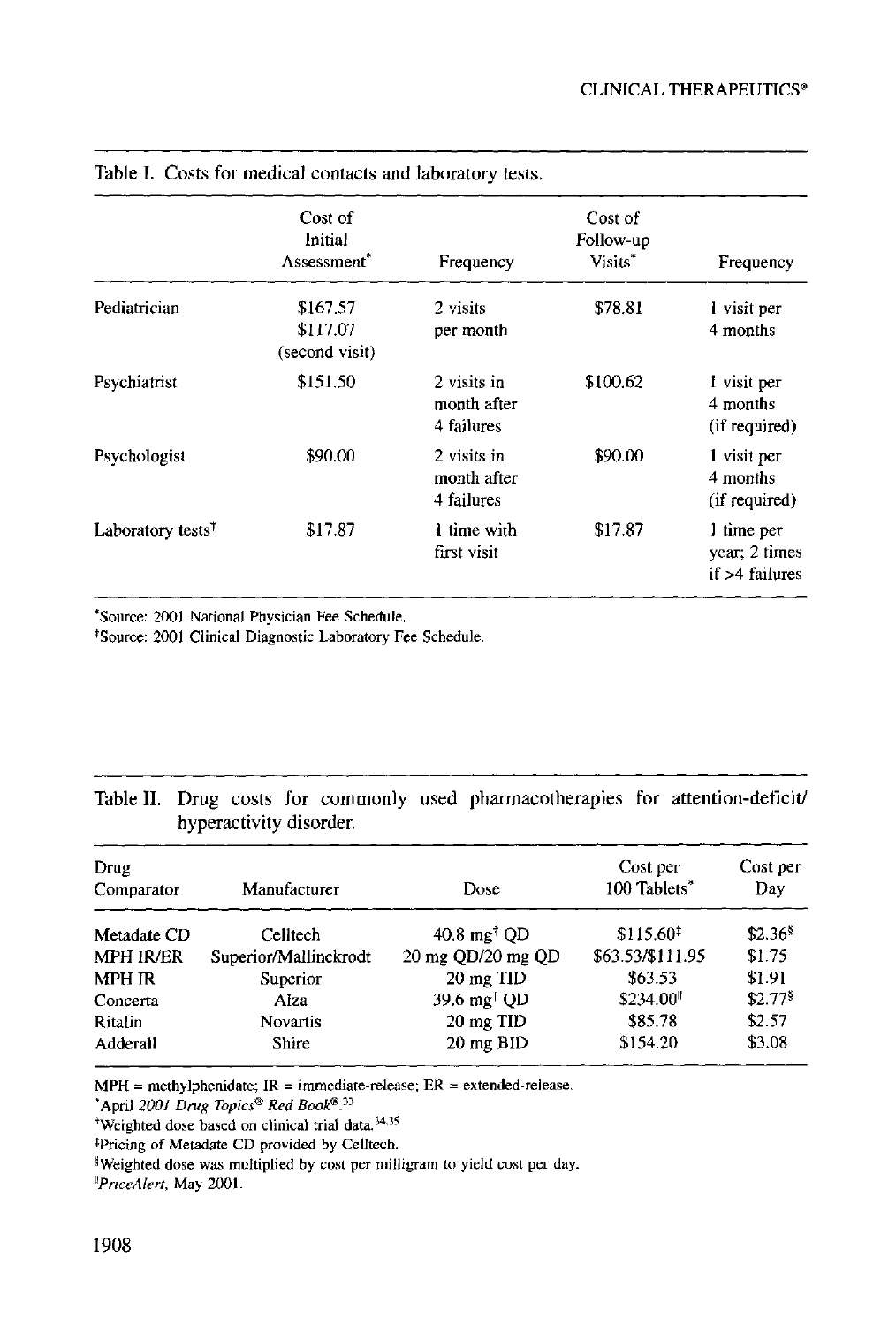Table I. Costs for medical contacts and laboratory tests.

| | Cost of Initial Assessment* | Frequency | Cost of Follow-up Visits* | Frequency |
|---|---|---|---|---|
| Pediatrician | $167.57<br>$117.07<br>(second visit) | 2 visits per month | $78.81 | 1 visit per 4 months |
| Psychiatrist | $151.50 | 2 visits in month after 4 failures | $100.62 | 1 visit per 4 months (if required) |
| Psychologist | $90.00 | 2 visits in month after 4 failures | $90.00 | 1 visit per 4 months (if required) |
| Laboratory tests† | $17.87 | 1 time with first visit | $17.87 | 1 time per year; 2 times if >4 failures |

*Source: 2001 National Physician Fee Schedule.
†Source: 2001 Clinical Diagnostic Laboratory Fee Schedule.

Table II. Drug costs for commonly used pharmacotherapies for attention-deficit/hyperactivity disorder.

| Drug Comparator | Manufacturer | Dose | Cost per 100 Tablets* | Cost per Day |
|---|---|---|---|---|
| Metadate CD | Celltech | 40.8 mg† QD | $115.60‡ | $2.36§ |
| MPH IR/ER | Superior/Mallinckrodt | 20 mg QD/20 mg QD | $63.53/$111.95 | $1.75 |
| MPH IR | Superior | 20 mg TID | $63.53 | $1.91 |
| Concerta | Alza | 39.6 mg† QD | $234.00‖ | $2.77§ |
| Ritalin | Novartis | 20 mg TID | $85.78 | $2.57 |
| Adderall | Shire | 20 mg BID | $154.20 | $3.08 |

MPH = methylphenidate; IR = immediate-release; ER = extended-release.
*April *2001 Drug Topics® Red Book®*.[33]
†Weighted dose based on clinical trial data.[34,35]
‡Pricing of Metadate CD provided by Celltech.
§Weighted dose was multiplied by cost per milligram to yield cost per day.
‖*PriceAlert*, May 2001.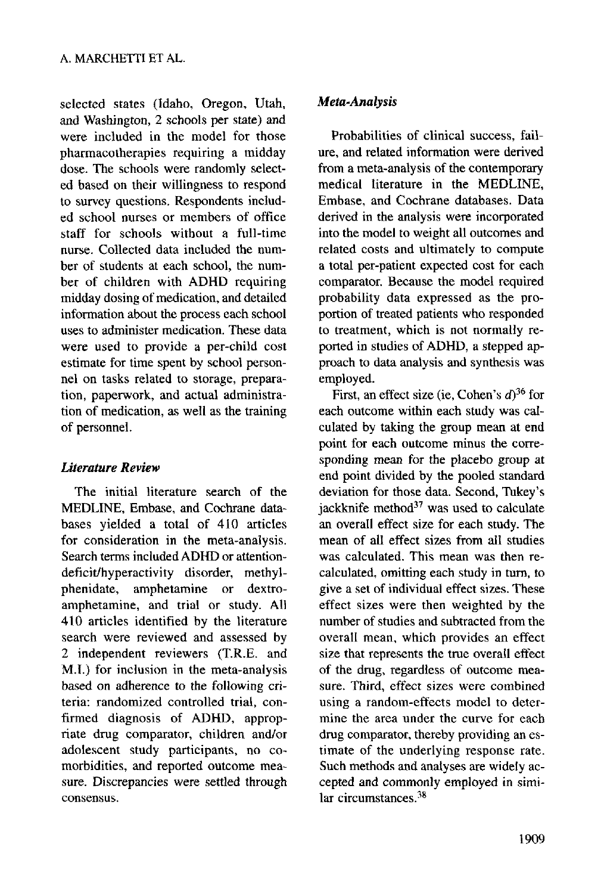selected states (Idaho, Oregon, Utah, and Washington, 2 schools per state) and were included in the model for those pharmacotherapies requiring a midday dose. The schools were randomly selected based on their willingness to respond to survey questions. Respondents included school nurses or members of office staff for schools without a full-time nurse. Collected data included the number of students at each school, the number of children with ADHD requiring midday dosing of medication, and detailed information about the process each school uses to administer medication. These data were used to provide a per-child cost estimate for time spent by school personnel on tasks related to storage, preparation, paperwork, and actual administration of medication, as well as the training of personnel.

### *Literature Review*

The initial literature search of the MEDLINE, Embase, and Cochrane databases yielded a total of 410 articles for consideration in the meta-analysis. Search terms included ADHD or attention-deficit/hyperactivity disorder, methylphenidate, amphetamine or dextroamphetamine, and trial or study. All 410 articles identified by the literature search were reviewed and assessed by 2 independent reviewers (T.R.E. and M.I.) for inclusion in the meta-analysis based on adherence to the following criteria: randomized controlled trial, confirmed diagnosis of ADHD, appropriate drug comparator, children and/or adolescent study participants, no comorbidities, and reported outcome measure. Discrepancies were settled through consensus.

### *Meta-Analysis*

Probabilities of clinical success, failure, and related information were derived from a meta-analysis of the contemporary medical literature in the MEDLINE, Embase, and Cochrane databases. Data derived in the analysis were incorporated into the model to weight all outcomes and related costs and ultimately to compute a total per-patient expected cost for each comparator. Because the model required probability data expressed as the proportion of treated patients who responded to treatment, which is not normally reported in studies of ADHD, a stepped approach to data analysis and synthesis was employed.

First, an effect size (ie, Cohen's $d$)[36] for each outcome within each study was calculated by taking the group mean at end point for each outcome minus the corresponding mean for the placebo group at end point divided by the pooled standard deviation for those data. Second, Tukey's jackknife method[37] was used to calculate an overall effect size for each study. The mean of all effect sizes from all studies was calculated. This mean was then recalculated, omitting each study in turn, to give a set of individual effect sizes. These effect sizes were then weighted by the number of studies and subtracted from the overall mean, which provides an effect size that represents the true overall effect of the drug, regardless of outcome measure. Third, effect sizes were combined using a random-effects model to determine the area under the curve for each drug comparator, thereby providing an estimate of the underlying response rate. Such methods and analyses are widely accepted and commonly employed in similar circumstances.[38]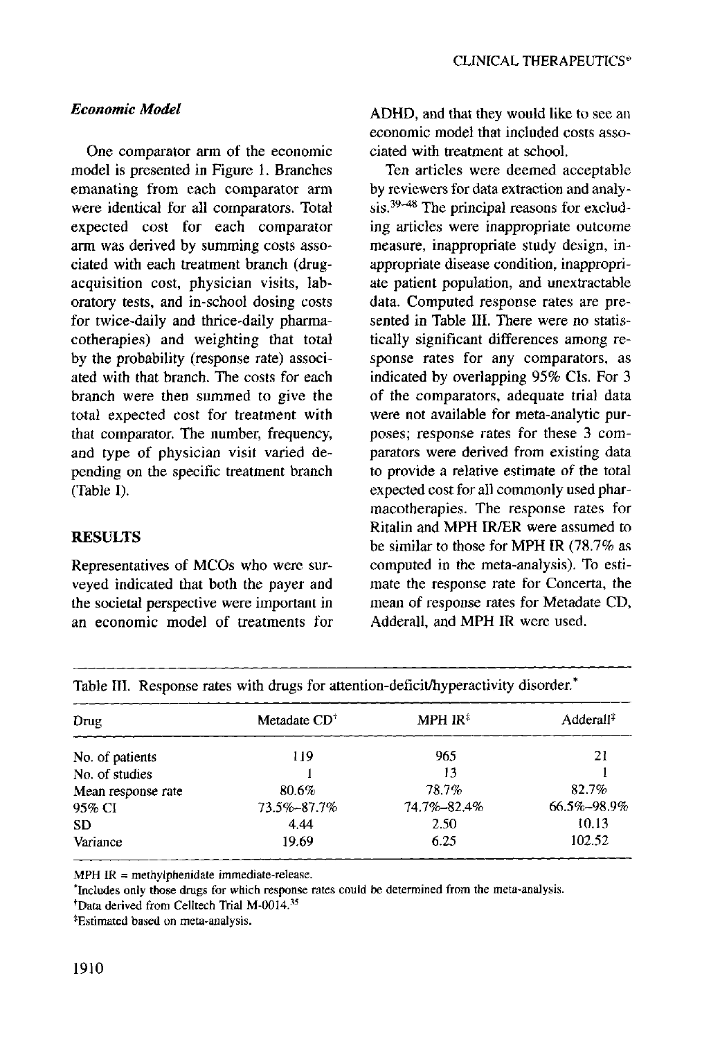### *Economic Model*

One comparator arm of the economic model is presented in Figure 1. Branches emanating from each comparator arm were identical for all comparators. Total expected cost for each comparator arm was derived by summing costs associated with each treatment branch (drug-acquisition cost, physician visits, laboratory tests, and in-school dosing costs for twice-daily and thrice-daily pharmacotherapies) and weighting that total by the probability (response rate) associated with that branch. The costs for each branch were then summed to give the total expected cost for treatment with that comparator. The number, frequency, and type of physician visit varied depending on the specific treatment branch (Table I).

## RESULTS

Representatives of MCOs who were surveyed indicated that both the payer and the societal perspective were important in an economic model of treatments for ADHD, and that they would like to see an economic model that included costs associated with treatment at school.

Ten articles were deemed acceptable by reviewers for data extraction and analysis.[39–48] The principal reasons for excluding articles were inappropriate outcome measure, inappropriate study design, inappropriate disease condition, inappropriate patient population, and unextractable data. Computed response rates are presented in Table III. There were no statistically significant differences among response rates for any comparators, as indicated by overlapping 95% CIs. For 3 of the comparators, adequate trial data were not available for meta-analytic purposes; response rates for these 3 comparators were derived from existing data to provide a relative estimate of the total expected cost for all commonly used pharmacotherapies. The response rates for Ritalin and MPH IR/ER were assumed to be similar to those for MPH IR (78.7% as computed in the meta-analysis). To estimate the response rate for Concerta, the mean of response rates for Metadate CD, Adderall, and MPH IR were used.

Table III. Response rates with drugs for attention-deficit/hyperactivity disorder.*

| Drug | Metadate CD† | MPH IR‡ | Adderall‡ |
|---|---|---|---|
| No. of patients | 119 | 965 | 21 |
| No. of studies | 1 | 13 | 1 |
| Mean response rate | 80.6% | 78.7% | 82.7% |
| 95% CI | 73.5%–87.7% | 74.7%–82.4% | 66.5%–98.9% |
| SD | 4.44 | 2.50 | 10.13 |
| Variance | 19.69 | 6.25 | 102.52 |

MPH IR = methylphenidate immediate-release.

*Includes only those drugs for which response rates could be determined from the meta-analysis.

†Data derived from Celltech Trial M-0014.[35]

‡Estimated based on meta-analysis.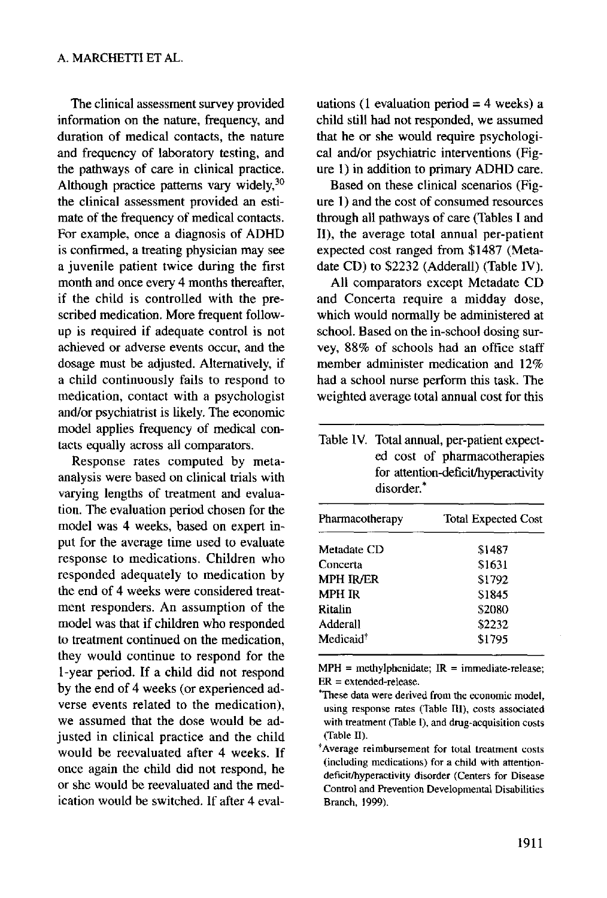The clinical assessment survey provided information on the nature, frequency, and duration of medical contacts, the nature and frequency of laboratory testing, and the pathways of care in clinical practice. Although practice patterns vary widely,[30] the clinical assessment provided an estimate of the frequency of medical contacts. For example, once a diagnosis of ADHD is confirmed, a treating physician may see a juvenile patient twice during the first month and once every 4 months thereafter, if the child is controlled with the prescribed medication. More frequent follow-up is required if adequate control is not achieved or adverse events occur, and the dosage must be adjusted. Alternatively, if a child continuously fails to respond to medication, contact with a psychologist and/or psychiatrist is likely. The economic model applies frequency of medical contacts equally across all comparators.

Response rates computed by meta-analysis were based on clinical trials with varying lengths of treatment and evaluation. The evaluation period chosen for the model was 4 weeks, based on expert input for the average time used to evaluate response to medications. Children who responded adequately to medication by the end of 4 weeks were considered treatment responders. An assumption of the model was that if children who responded to treatment continued on the medication, they would continue to respond for the 1-year period. If a child did not respond by the end of 4 weeks (or experienced adverse events related to the medication), we assumed that the dose would be adjusted in clinical practice and the child would be reevaluated after 4 weeks. If once again the child did not respond, he or she would be reevaluated and the medication would be switched. If after 4 evaluations (1 evaluation period = 4 weeks) a child still had not responded, we assumed that he or she would require psychological and/or psychiatric interventions (Figure 1) in addition to primary ADHD care.

Based on these clinical scenarios (Figure 1) and the cost of consumed resources through all pathways of care (Tables I and II), the average total annual per-patient expected cost ranged from $1487 (Metadate CD) to $2232 (Adderall) (Table IV).

All comparators except Metadate CD and Concerta require a midday dose, which would normally be administered at school. Based on the in-school dosing survey, 88% of schools had an office staff member administer medication and 12% had a school nurse perform this task. The weighted average total annual cost for this

Table IV. Total annual, per-patient expected cost of pharmacotherapies for attention-deficit/hyperactivity disorder.*

| Pharmacotherapy | Total Expected Cost |
|---|---|
| Metadate CD | $1487 |
| Concerta | $1631 |
| MPH IR/ER | $1792 |
| MPH IR | $1845 |
| Ritalin | $2080 |
| Adderall | $2232 |
| Medicaid† | $1795 |

MPH = methylphenidate; IR = immediate-release; ER = extended-release.

*These data were derived from the economic model, using response rates (Table III), costs associated with treatment (Table I), and drug-acquisition costs (Table II).

†Average reimbursement for total treatment costs (including medications) for a child with attention-deficit/hyperactivity disorder (Centers for Disease Control and Prevention Developmental Disabilities Branch, 1999).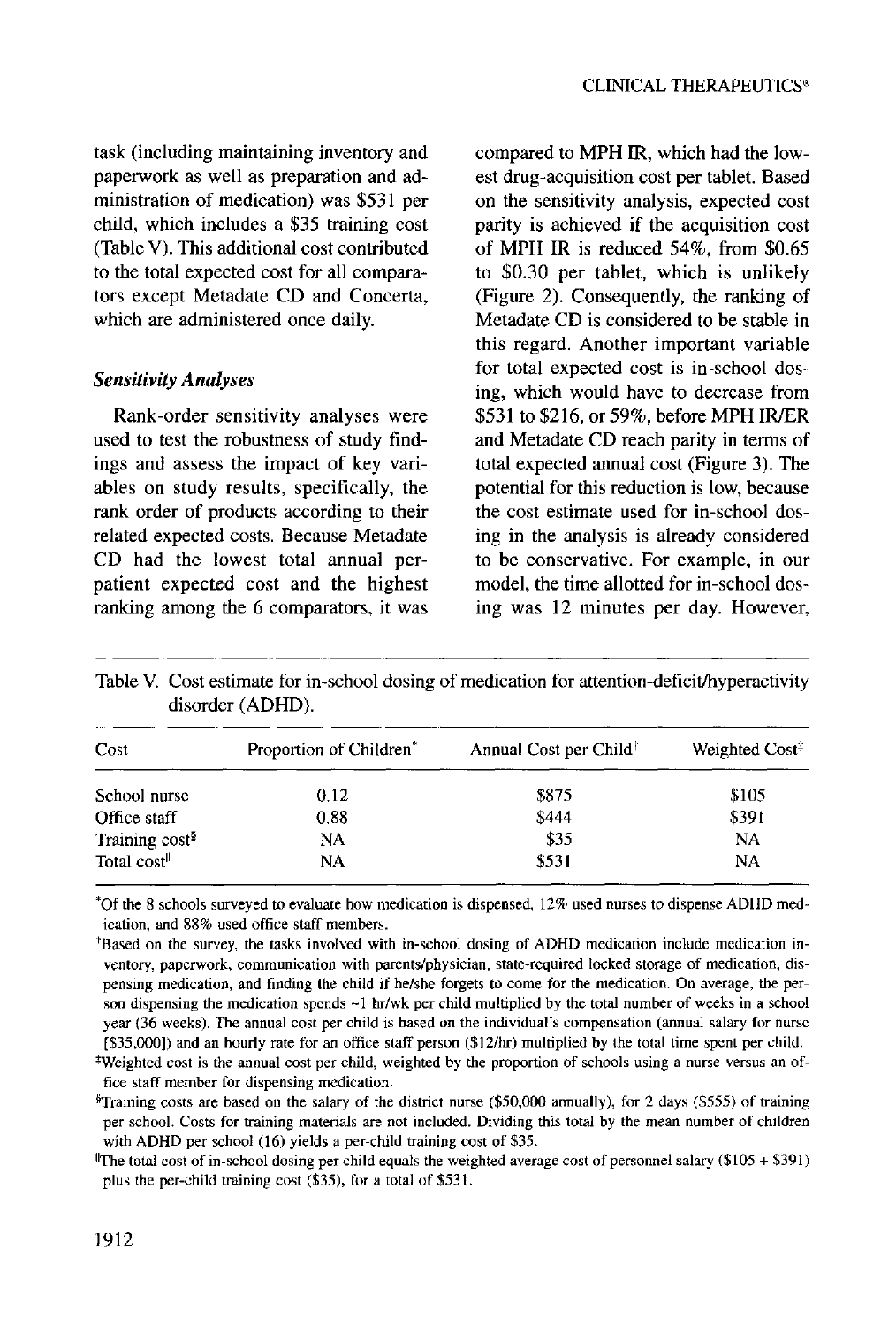task (including maintaining inventory and paperwork as well as preparation and administration of medication) was $531 per child, which includes a $35 training cost (Table V). This additional cost contributed to the total expected cost for all comparators except Metadate CD and Concerta, which are administered once daily.

### *Sensitivity Analyses*

Rank-order sensitivity analyses were used to test the robustness of study findings and assess the impact of key variables on study results, specifically, the rank order of products according to their related expected costs. Because Metadate CD had the lowest total annual per-patient expected cost and the highest ranking among the 6 comparators, it was compared to MPH IR, which had the lowest drug-acquisition cost per tablet. Based on the sensitivity analysis, expected cost parity is achieved if the acquisition cost of MPH IR is reduced 54%, from $0.65 to $0.30 per tablet, which is unlikely (Figure 2). Consequently, the ranking of Metadate CD is considered to be stable in this regard. Another important variable for total expected cost is in-school dosing, which would have to decrease from $531 to $216, or 59%, before MPH IR/ER and Metadate CD reach parity in terms of total expected annual cost (Figure 3). The potential for this reduction is low, because the cost estimate used for in-school dosing in the analysis is already considered to be conservative. For example, in our model, the time allotted for in-school dosing was 12 minutes per day. However,

Table V. Cost estimate for in-school dosing of medication for attention-deficit/hyperactivity disorder (ADHD).

| Cost | Proportion of Children* | Annual Cost per Child† | Weighted Cost‡ |
|---|---|---|---|
| School nurse | 0.12 | $875 | $105 |
| Office staff | 0.88 | $444 | $391 |
| Training cost§ | NA | $35 | NA |
| Total cost‖ | NA | $531 | NA |

*Of the 8 schools surveyed to evaluate how medication is dispensed, 12% used nurses to dispense ADHD medication, and 88% used office staff members.

†Based on the survey, the tasks involved with in-school dosing of ADHD medication include medication inventory, paperwork, communication with parents/physician, state-required locked storage of medication, dispensing medication, and finding the child if he/she forgets to come for the medication. On average, the person dispensing the medication spends ~1 hr/wk per child multiplied by the total number of weeks in a school year (36 weeks). The annual cost per child is based on the individual's compensation (annual salary for nurse [$35,000]) and an hourly rate for an office staff person ($12/hr) multiplied by the total time spent per child.

‡Weighted cost is the annual cost per child, weighted by the proportion of schools using a nurse versus an office staff member for dispensing medication.

§Training costs are based on the salary of the district nurse ($50,000 annually), for 2 days ($555) of training per school. Costs for training materials are not included. Dividing this total by the mean number of children with ADHD per school (16) yields a per-child training cost of $35.

‖The total cost of in-school dosing per child equals the weighted average cost of personnel salary ($105 + $391) plus the per-child training cost ($35), for a total of $531.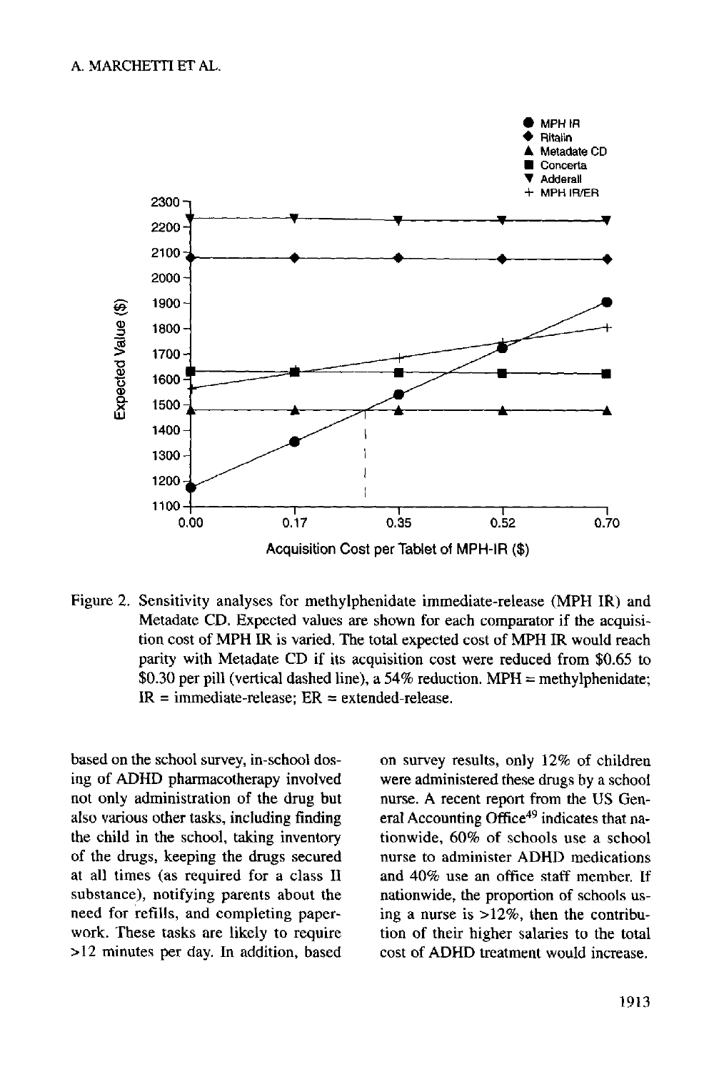Figure 2. Sensitivity analyses for methylphenidate immediate-release (MPH IR) and Metadate CD. Expected values are shown for each comparator if the acquisition cost of MPH IR is varied. The total expected cost of MPH IR would reach parity with Metadate CD if its acquisition cost were reduced from $0.65 to $0.30 per pill (vertical dashed line), a 54% reduction. MPH = methylphenidate; IR = immediate-release; ER = extended-release.

based on the school survey, in-school dosing of ADHD pharmacotherapy involved not only administration of the drug but also various other tasks, including finding the child in the school, taking inventory of the drugs, keeping the drugs secured at all times (as required for a class II substance), notifying parents about the need for refills, and completing paperwork. These tasks are likely to require >12 minutes per day. In addition, based on survey results, only 12% of children were administered these drugs by a school nurse. A recent report from the US General Accounting Office[49] indicates that nationwide, 60% of schools use a school nurse to administer ADHD medications and 40% use an office staff member. If nationwide, the proportion of schools using a nurse is >12%, then the contribution of their higher salaries to the total cost of ADHD treatment would increase.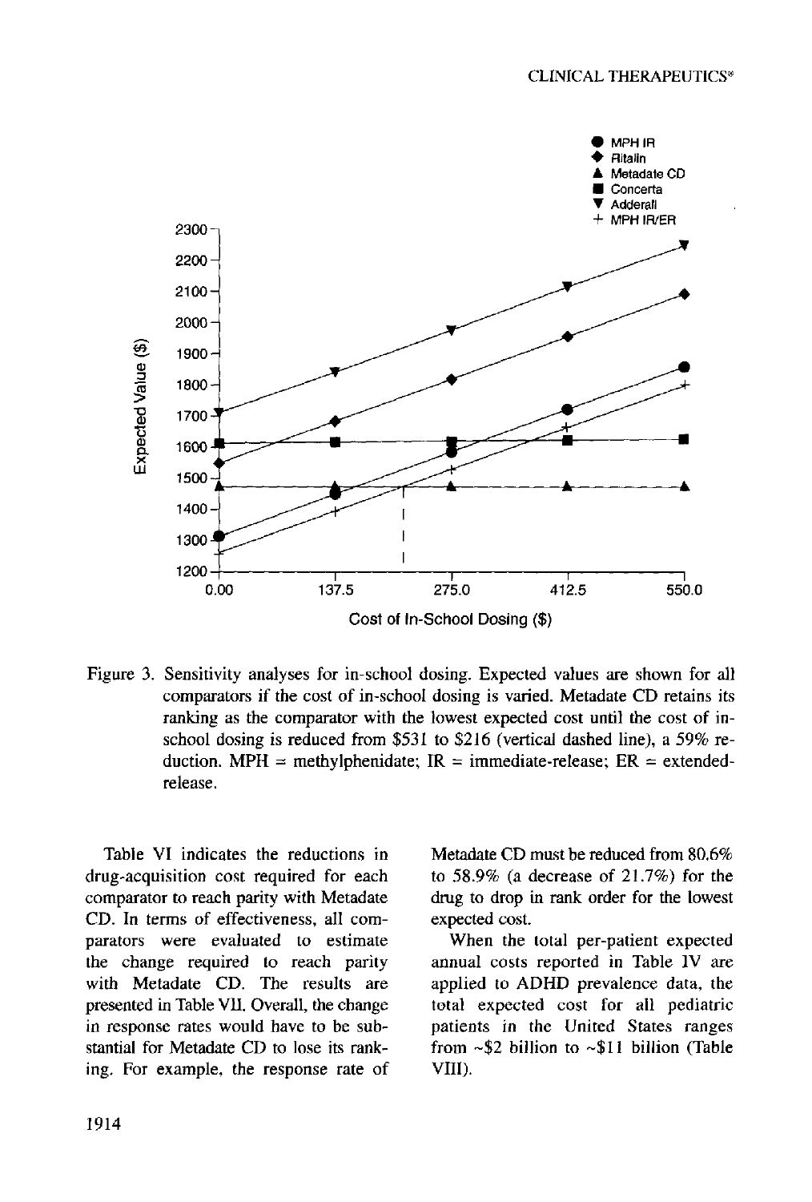Figure 3. Sensitivity analyses for in-school dosing. Expected values are shown for all comparators if the cost of in-school dosing is varied. Metadate CD retains its ranking as the comparator with the lowest expected cost until the cost of in-school dosing is reduced from $531 to $216 (vertical dashed line), a 59% reduction. MPH = methylphenidate; IR = immediate-release; ER = extended-release.

Table VI indicates the reductions in drug-acquisition cost required for each comparator to reach parity with Metadate CD. In terms of effectiveness, all comparators were evaluated to estimate the change required to reach parity with Metadate CD. The results are presented in Table VII. Overall, the change in response rates would have to be substantial for Metadate CD to lose its ranking. For example, the response rate of Metadate CD must be reduced from 80.6% to 58.9% (a decrease of 21.7%) for the drug to drop in rank order for the lowest expected cost.

When the total per-patient expected annual costs reported in Table IV are applied to ADHD prevalence data, the total expected cost for all pediatric patients in the United States ranges from ~$2 billion to ~$11 billion (Table VIII).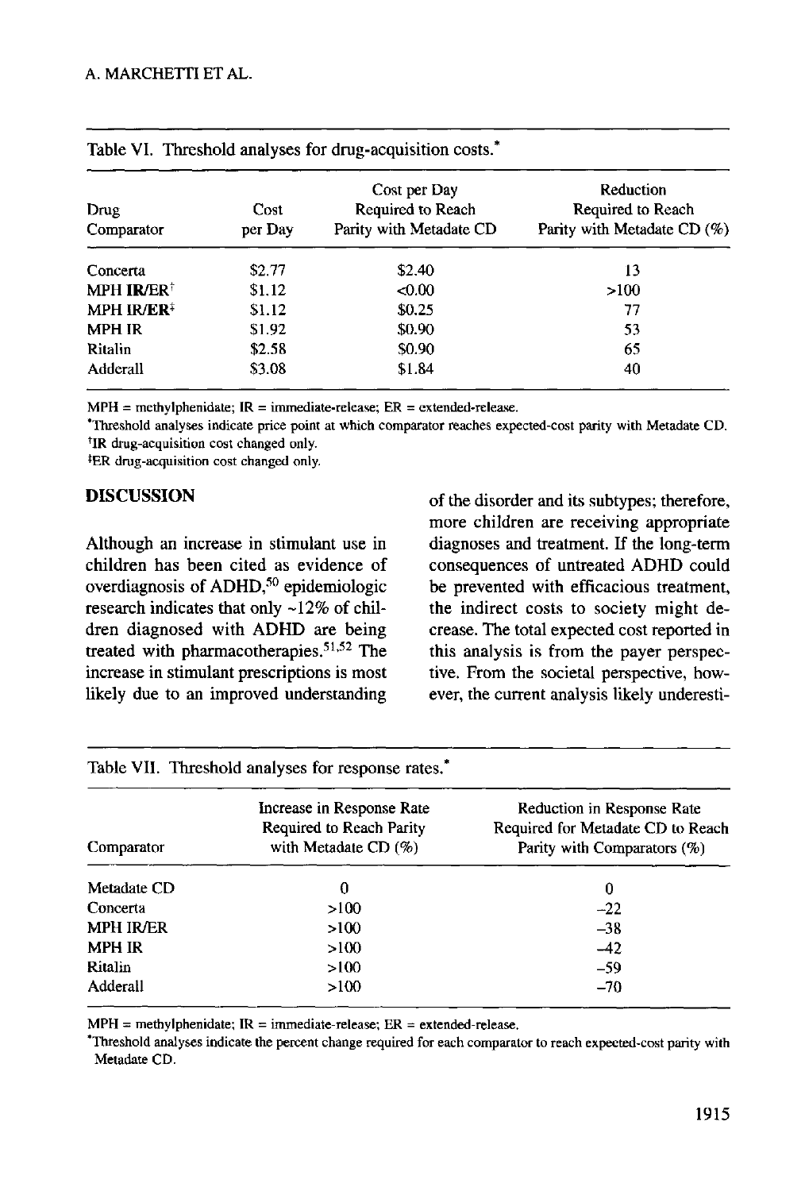Table VI. Threshold analyses for drug-acquisition costs.*

| Drug Comparator | Cost per Day | Cost per Day Required to Reach Parity with Metadate CD | Reduction Required to Reach Parity with Metadate CD (%) |
|---|---|---|---|
| Concerta | $2.77 | $2.40 | 13 |
| MPH **IR**/ER[†] | $1.12 | <0.00 | >100 |
| MPH IR/**ER**[‡] | $1.12 | $0.25 | 77 |
| MPH IR | $1.92 | $0.90 | 53 |
| Ritalin | $2.58 | $0.90 | 65 |
| Adderall | $3.08 | $1.84 | 40 |

MPH = methylphenidate; IR = immediate-release; ER = extended-release.
*Threshold analyses indicate price point at which comparator reaches expected-cost parity with Metadate CD.
[†]IR drug-acquisition cost changed only.
[‡]ER drug-acquisition cost changed only.

## DISCUSSION

Although an increase in stimulant use in children has been cited as evidence of overdiagnosis of ADHD,[50] epidemiologic research indicates that only ~12% of children diagnosed with ADHD are being treated with pharmacotherapies.[51,52] The increase in stimulant prescriptions is most likely due to an improved understanding of the disorder and its subtypes; therefore, more children are receiving appropriate diagnoses and treatment. If the long-term consequences of untreated ADHD could be prevented with efficacious treatment, the indirect costs to society might decrease. The total expected cost reported in this analysis is from the payer perspective. From the societal perspective, however, the current analysis likely underesti-

Table VII. Threshold analyses for response rates.*

| Comparator | Increase in Response Rate Required to Reach Parity with Metadate CD (%) | Reduction in Response Rate Required for Metadate CD to Reach Parity with Comparators (%) |
|---|---|---|
| Metadate CD | 0 | 0 |
| Concerta | >100 | −22 |
| MPH IR/ER | >100 | −38 |
| MPH IR | >100 | −42 |
| Ritalin | >100 | −59 |
| Adderall | >100 | −70 |

MPH = methylphenidate; IR = immediate-release; ER = extended-release.
*Threshold analyses indicate the percent change required for each comparator to reach expected-cost parity with Metadate CD.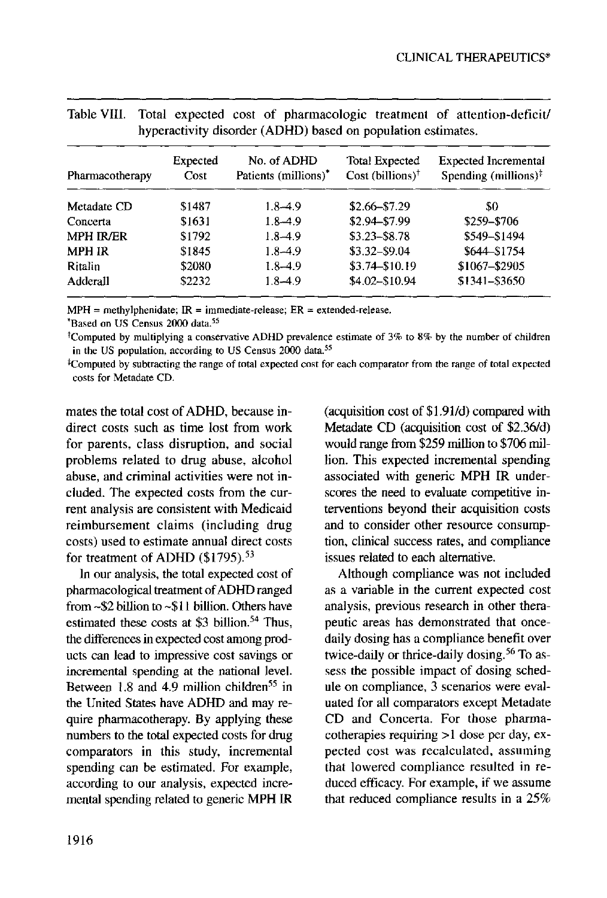Table VIII. Total expected cost of pharmacologic treatment of attention-deficit/hyperactivity disorder (ADHD) based on population estimates.

| Pharmacotherapy | Expected Cost | No. of ADHD Patients (millions)* | Total Expected Cost (billions)† | Expected Incremental Spending (millions)‡ |
|---|---|---|---|---|
| Metadate CD | \$1487 | 1.8–4.9 | \$2.66–\$7.29 | \$0 |
| Concerta | \$1631 | 1.8–4.9 | \$2.94–\$7.99 | \$259–\$706 |
| MPH IR/ER | \$1792 | 1.8–4.9 | \$3.23–\$8.78 | \$549–\$1494 |
| MPH IR | \$1845 | 1.8–4.9 | \$3.32–\$9.04 | \$644–\$1754 |
| Ritalin | \$2080 | 1.8–4.9 | \$3.74–\$10.19 | \$1067–\$2905 |
| Adderall | \$2232 | 1.8–4.9 | \$4.02–\$10.94 | \$1341–\$3650 |

MPH = methylphenidate; IR = immediate-release; ER = extended-release.

*Based on US Census 2000 data.[55]

†Computed by multiplying a conservative ADHD prevalence estimate of 3% to 8% by the number of children in the US population, according to US Census 2000 data.[55]

‡Computed by subtracting the range of total expected cost for each comparator from the range of total expected costs for Metadate CD.

mates the total cost of ADHD, because indirect costs such as time lost from work for parents, class disruption, and social problems related to drug abuse, alcohol abuse, and criminal activities were not included. The expected costs from the current analysis are consistent with Medicaid reimbursement claims (including drug costs) used to estimate annual direct costs for treatment of ADHD (\$1795).[53]

In our analysis, the total expected cost of pharmacological treatment of ADHD ranged from ~\$2 billion to ~\$11 billion. Others have estimated these costs at \$3 billion.[54] Thus, the differences in expected cost among products can lead to impressive cost savings or incremental spending at the national level. Between 1.8 and 4.9 million children[55] in the United States have ADHD and may require pharmacotherapy. By applying these numbers to the total expected costs for drug comparators in this study, incremental spending can be estimated. For example, according to our analysis, expected incremental spending related to generic MPH IR (acquisition cost of \$1.91/d) compared with Metadate CD (acquisition cost of \$2.36/d) would range from \$259 million to \$706 million. This expected incremental spending associated with generic MPH IR underscores the need to evaluate competitive interventions beyond their acquisition costs and to consider other resource consumption, clinical success rates, and compliance issues related to each alternative.

Although compliance was not included as a variable in the current expected cost analysis, previous research in other therapeutic areas has demonstrated that once-daily dosing has a compliance benefit over twice-daily or thrice-daily dosing.[56] To assess the possible impact of dosing schedule on compliance, 3 scenarios were evaluated for all comparators except Metadate CD and Concerta. For those pharmacotherapies requiring >1 dose per day, expected cost was recalculated, assuming that lowered compliance resulted in reduced efficacy. For example, if we assume that reduced compliance results in a 25%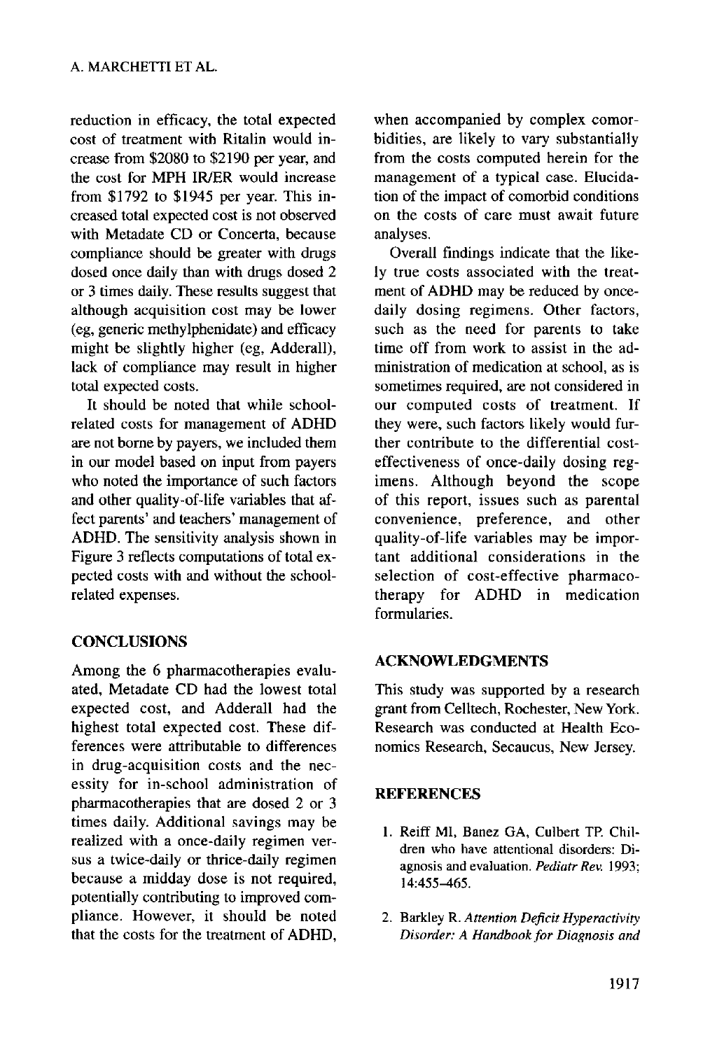reduction in efficacy, the total expected cost of treatment with Ritalin would increase from $2080 to $2190 per year, and the cost for MPH IR/ER would increase from $1792 to $1945 per year. This increased total expected cost is not observed with Metadate CD or Concerta, because compliance should be greater with drugs dosed once daily than with drugs dosed 2 or 3 times daily. These results suggest that although acquisition cost may be lower (eg, generic methylphenidate) and efficacy might be slightly higher (eg, Adderall), lack of compliance may result in higher total expected costs.

It should be noted that while school-related costs for management of ADHD are not borne by payers, we included them in our model based on input from payers who noted the importance of such factors and other quality-of-life variables that affect parents' and teachers' management of ADHD. The sensitivity analysis shown in Figure 3 reflects computations of total expected costs with and without the school-related expenses.

## CONCLUSIONS

Among the 6 pharmacotherapies evaluated, Metadate CD had the lowest total expected cost, and Adderall had the highest total expected cost. These differences were attributable to differences in drug-acquisition costs and the necessity for in-school administration of pharmacotherapies that are dosed 2 or 3 times daily. Additional savings may be realized with a once-daily regimen versus a twice-daily or thrice-daily regimen because a midday dose is not required, potentially contributing to improved compliance. However, it should be noted that the costs for the treatment of ADHD, when accompanied by complex comorbidities, are likely to vary substantially from the costs computed herein for the management of a typical case. Elucidation of the impact of comorbid conditions on the costs of care must await future analyses.

Overall findings indicate that the likely true costs associated with the treatment of ADHD may be reduced by once-daily dosing regimens. Other factors, such as the need for parents to take time off from work to assist in the administration of medication at school, as is sometimes required, are not considered in our computed costs of treatment. If they were, such factors likely would further contribute to the differential cost-effectiveness of once-daily dosing regimens. Although beyond the scope of this report, issues such as parental convenience, preference, and other quality-of-life variables may be important additional considerations in the selection of cost-effective pharmacotherapy for ADHD in medication formularies.

## ACKNOWLEDGMENTS

This study was supported by a research grant from Celltech, Rochester, New York. Research was conducted at Health Economics Research, Secaucus, New Jersey.

## REFERENCES

1. Reiff MI, Banez GA, Culbert TP. Children who have attentional disorders: Diagnosis and evaluation. *Pediatr Rev.* 1993; 14:455–465.

2. Barkley R. *Attention Deficit Hyperactivity Disorder: A Handbook for Diagnosis and*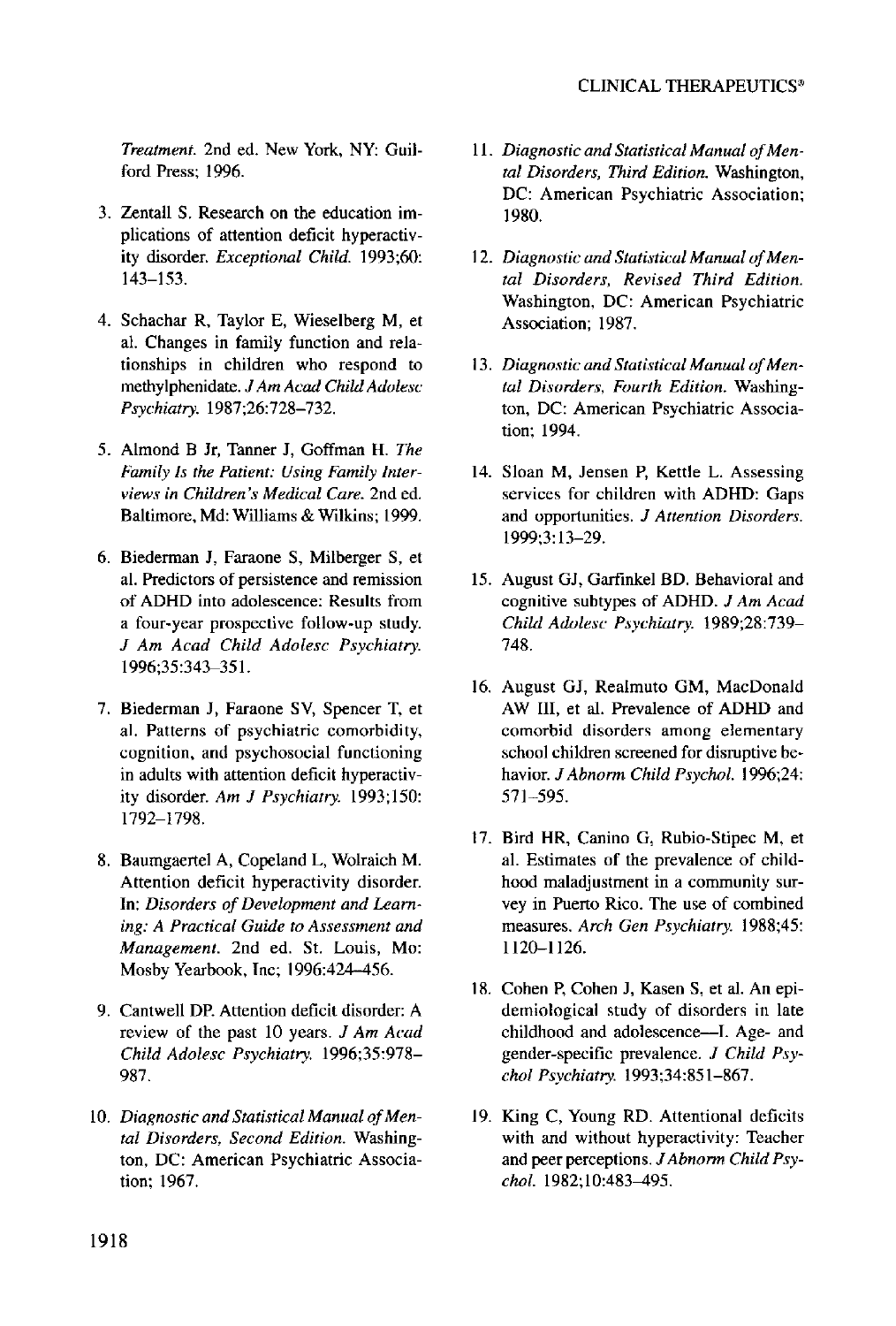*Treatment.* 2nd ed. New York, NY: Guilford Press; 1996.

3. Zentall S. Research on the education implications of attention deficit hyperactivity disorder. *Exceptional Child.* 1993;60: 143–153.

4. Schachar R, Taylor E, Wieselberg M, et al. Changes in family function and relationships in children who respond to methylphenidate. *J Am Acad Child Adolesc Psychiatry.* 1987;26:728–732.

5. Almond B Jr, Tanner J, Goffman H. *The Family Is the Patient: Using Family Interviews in Children's Medical Care.* 2nd ed. Baltimore, Md: Williams & Wilkins; 1999.

6. Biederman J, Faraone S, Milberger S, et al. Predictors of persistence and remission of ADHD into adolescence: Results from a four-year prospective follow-up study. *J Am Acad Child Adolesc Psychiatry.* 1996;35:343–351.

7. Biederman J, Faraone SV, Spencer T, et al. Patterns of psychiatric comorbidity, cognition, and psychosocial functioning in adults with attention deficit hyperactivity disorder. *Am J Psychiatry.* 1993;150: 1792–1798.

8. Baumgaertel A, Copeland L, Wolraich M. Attention deficit hyperactivity disorder. In: *Disorders of Development and Learning: A Practical Guide to Assessment and Management.* 2nd ed. St. Louis, Mo: Mosby Yearbook, Inc; 1996:424–456.

9. Cantwell DP. Attention deficit disorder: A review of the past 10 years. *J Am Acad Child Adolesc Psychiatry.* 1996;35:978–987.

10. *Diagnostic and Statistical Manual of Mental Disorders, Second Edition.* Washington, DC: American Psychiatric Association; 1967.

11. *Diagnostic and Statistical Manual of Mental Disorders, Third Edition.* Washington, DC: American Psychiatric Association; 1980.

12. *Diagnostic and Statistical Manual of Mental Disorders, Revised Third Edition.* Washington, DC: American Psychiatric Association; 1987.

13. *Diagnostic and Statistical Manual of Mental Disorders, Fourth Edition.* Washington, DC: American Psychiatric Association; 1994.

14. Sloan M, Jensen P, Kettle L. Assessing services for children with ADHD: Gaps and opportunities. *J Attention Disorders.* 1999;3:13–29.

15. August GJ, Garfinkel BD. Behavioral and cognitive subtypes of ADHD. *J Am Acad Child Adolesc Psychiatry.* 1989;28:739–748.

16. August GJ, Realmuto GM, MacDonald AW III, et al. Prevalence of ADHD and comorbid disorders among elementary school children screened for disruptive behavior. *J Abnorm Child Psychol.* 1996;24: 571–595.

17. Bird HR, Canino G, Rubio-Stipec M, et al. Estimates of the prevalence of childhood maladjustment in a community survey in Puerto Rico. The use of combined measures. *Arch Gen Psychiatry.* 1988;45: 1120–1126.

18. Cohen P, Cohen J, Kasen S, et al. An epidemiological study of disorders in late childhood and adolescence—I. Age- and gender-specific prevalence. *J Child Psychol Psychiatry.* 1993;34:851–867.

19. King C, Young RD. Attentional deficits with and without hyperactivity: Teacher and peer perceptions. *J Abnorm Child Psychol.* 1982;10:483–495.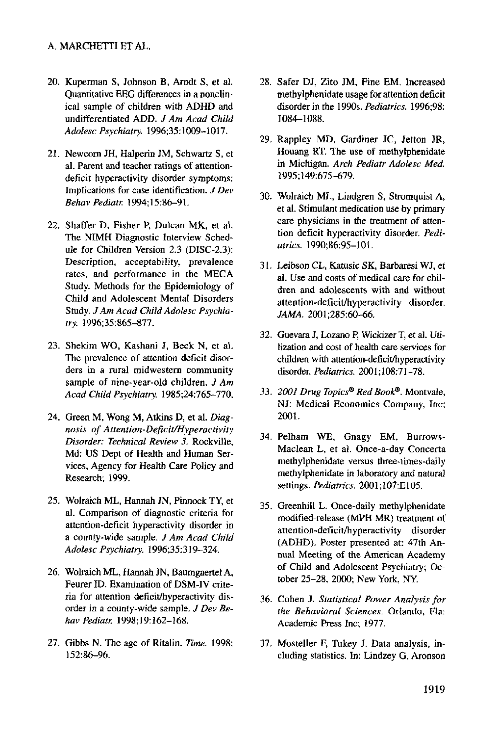20. Kuperman S, Johnson B, Arndt S, et al. Quantitative EEG differences in a nonclinical sample of children with ADHD and undifferentiated ADD. *J Am Acad Child Adolesc Psychiatry.* 1996;35:1009–1017.

21. Newcorn JH, Halperin JM, Schwartz S, et al. Parent and teacher ratings of attention-deficit hyperactivity disorder symptoms: Implications for case identification. *J Dev Behav Pediatr.* 1994;15:86–91.

22. Shaffer D, Fisher P, Dulcan MK, et al. The NIMH Diagnostic Interview Schedule for Children Version 2.3 (DISC-2.3): Description, acceptability, prevalence rates, and performance in the MECA Study. Methods for the Epidemiology of Child and Adolescent Mental Disorders Study. *J Am Acad Child Adolesc Psychiatry.* 1996;35:865–877.

23. Shekim WO, Kashani J, Beck N, et al. The prevalence of attention deficit disorders in a rural midwestern community sample of nine-year-old children. *J Am Acad Child Psychiatry.* 1985;24:765–770.

24. Green M, Wong M, Atkins D, et al. *Diagnosis of Attention-Deficit/Hyperactivity Disorder: Technical Review 3.* Rockville, Md: US Dept of Health and Human Services, Agency for Health Care Policy and Research; 1999.

25. Wolraich ML, Hannah JN, Pinnock TY, et al. Comparison of diagnostic criteria for attention-deficit hyperactivity disorder in a county-wide sample. *J Am Acad Child Adolesc Psychiatry.* 1996;35:319–324.

26. Wolraich ML, Hannah JN, Baumgaertel A, Feurer ID. Examination of DSM-IV criteria for attention deficit/hyperactivity disorder in a county-wide sample. *J Dev Behav Pediatr.* 1998;19:162–168.

27. Gibbs N. The age of Ritalin. *Time.* 1998; 152:86–96.

28. Safer DJ, Zito JM, Fine EM. Increased methylphenidate usage for attention deficit disorder in the 1990s. *Pediatrics.* 1996;98: 1084–1088.

29. Rappley MD, Gardiner JC, Jetton JR, Houang RT. The use of methylphenidate in Michigan. *Arch Pediatr Adolesc Med.* 1995;149:675–679.

30. Wolraich ML, Lindgren S, Stromquist A, et al. Stimulant medication use by primary care physicians in the treatment of attention deficit hyperactivity disorder. *Pediatrics.* 1990;86:95–101.

31. Leibson CL, Katusic SK, Barbaresi WJ, et al. Use and costs of medical care for children and adolescents with and without attention-deficit/hyperactivity disorder. *JAMA.* 2001;285:60–66.

32. Guevara J, Lozano P, Wickizer T, et al. Utilization and cost of health care services for children with attention-deficit/hyperactivity disorder. *Pediatrics.* 2001;108:71–78.

33. *2001 Drug Topics® Red Book®.* Montvale, NJ: Medical Economics Company, Inc; 2001.

34. Pelham WE, Gnagy EM, Burrows-Maclean L, et al. Once-a-day Concerta methylphenidate versus three-times-daily methylphenidate in laboratory and natural settings. *Pediatrics.* 2001;107:E105.

35. Greenhill L. Once-daily methylphenidate modified-release (MPH MR) treatment of attention-deficit/hyperactivity disorder (ADHD). Poster presented at: 47th Annual Meeting of the American Academy of Child and Adolescent Psychiatry; October 25–28, 2000; New York, NY.

36. Cohen J. *Statistical Power Analysis for the Behavioral Sciences.* Orlando, Fla: Academic Press Inc; 1977.

37. Mosteller F, Tukey J. Data analysis, including statistics. In: Lindzey G, Aronson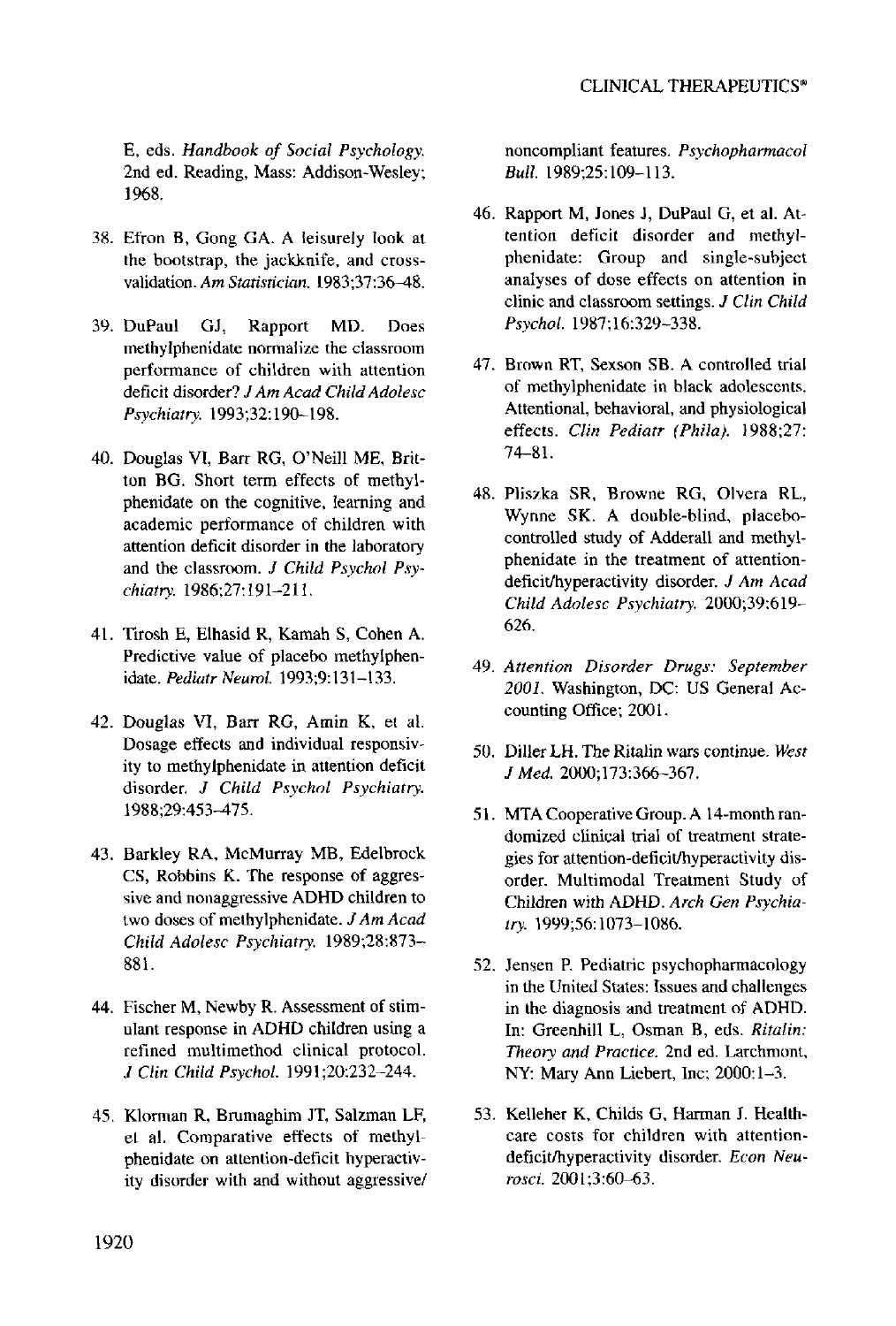E, eds. *Handbook of Social Psychology.* 2nd ed. Reading, Mass: Addison-Wesley; 1968.

38. Efron B, Gong GA. A leisurely look at the bootstrap, the jackknife, and cross-validation. *Am Statistician.* 1983;37:36–48.

39. DuPaul GJ, Rapport MD. Does methylphenidate normalize the classroom performance of children with attention deficit disorder? *J Am Acad Child Adolesc Psychiatry.* 1993;32:190–198.

40. Douglas VI, Barr RG, O'Neill ME, Britton BG. Short term effects of methylphenidate on the cognitive, learning and academic performance of children with attention deficit disorder in the laboratory and the classroom. *J Child Psychol Psychiatry.* 1986;27:191–211.

41. Tirosh E, Elhasid R, Kamah S, Cohen A. Predictive value of placebo methylphenidate. *Pediatr Neurol.* 1993;9:131–133.

42. Douglas VI, Barr RG, Amin K, et al. Dosage effects and individual responsivity to methylphenidate in attention deficit disorder. *J Child Psychol Psychiatry.* 1988;29:453–475.

43. Barkley RA, McMurray MB, Edelbrock CS, Robbins K. The response of aggressive and nonaggressive ADHD children to two doses of methylphenidate. *J Am Acad Child Adolesc Psychiatry.* 1989;28:873–881.

44. Fischer M, Newby R. Assessment of stimulant response in ADHD children using a refined multimethod clinical protocol. *J Clin Child Psychol.* 1991;20:232–244.

45. Klorman R, Brumaghim JT, Salzman LF, et al. Comparative effects of methylphenidate on attention-deficit hyperactivity disorder with and without aggressive/noncompliant features. *Psychopharmacol Bull.* 1989;25:109–113.

46. Rapport M, Jones J, DuPaul G, et al. Attention deficit disorder and methylphenidate: Group and single-subject analyses of dose effects on attention in clinic and classroom settings. *J Clin Child Psychol.* 1987;16:329–338.

47. Brown RT, Sexson SB. A controlled trial of methylphenidate in black adolescents. Attentional, behavioral, and physiological effects. *Clin Pediatr (Phila).* 1988;27:74–81.

48. Pliszka SR, Browne RG, Olvera RL, Wynne SK. A double-blind, placebo-controlled study of Adderall and methylphenidate in the treatment of attention-deficit/hyperactivity disorder. *J Am Acad Child Adolesc Psychiatry.* 2000;39:619–626.

49. *Attention Disorder Drugs: September 2001.* Washington, DC: US General Accounting Office; 2001.

50. Diller LH. The Ritalin wars continue. *West J Med.* 2000;173:366–367.

51. MTA Cooperative Group. A 14-month randomized clinical trial of treatment strategies for attention-deficit/hyperactivity disorder. Multimodal Treatment Study of Children with ADHD. *Arch Gen Psychiatry.* 1999;56:1073–1086.

52. Jensen P. Pediatric psychopharmacology in the United States: Issues and challenges in the diagnosis and treatment of ADHD. In: Greenhill L, Osman B, eds. *Ritalin: Theory and Practice.* 2nd ed. Larchmont, NY: Mary Ann Liebert, Inc; 2000:1–3.

53. Kelleher K, Childs G, Harman J. Healthcare costs for children with attention-deficit/hyperactivity disorder. *Econ Neurosci.* 2001;3:60–63.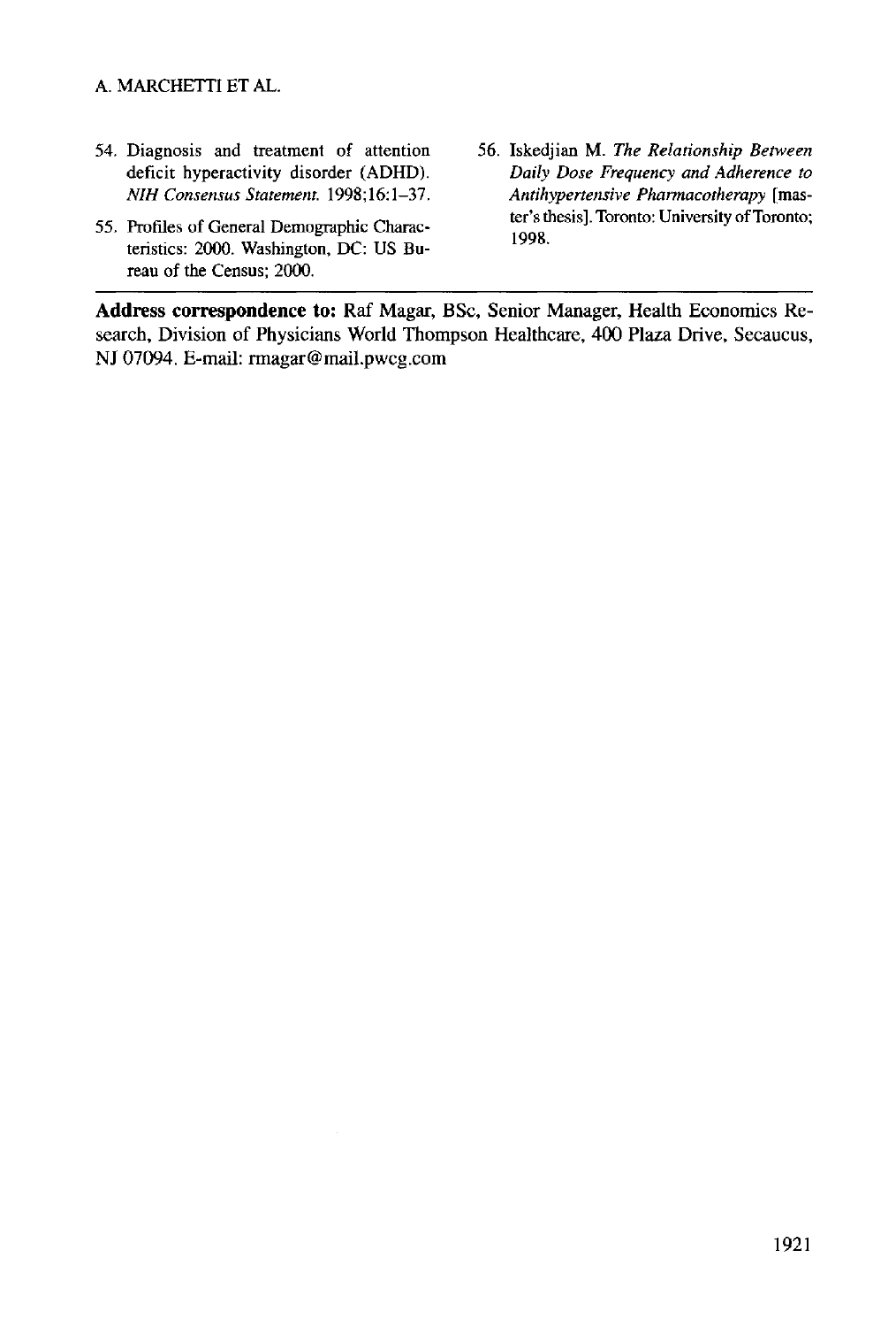54. Diagnosis and treatment of attention deficit hyperactivity disorder (ADHD). *NIH Consensus Statement.* 1998;16:1–37.
55. Profiles of General Demographic Characteristics: 2000. Washington, DC: US Bureau of the Census; 2000.
56. Iskedjian M. *The Relationship Between Daily Dose Frequency and Adherence to Antihypertensive Pharmacotherapy* [master's thesis]. Toronto: University of Toronto; 1998.

---

**Address correspondence to:** Raf Magar, BSc, Senior Manager, Health Economics Research, Division of Physicians World Thompson Healthcare, 400 Plaza Drive, Secaucus, NJ 07094. E-mail: rmagar@mail.pwcg.com